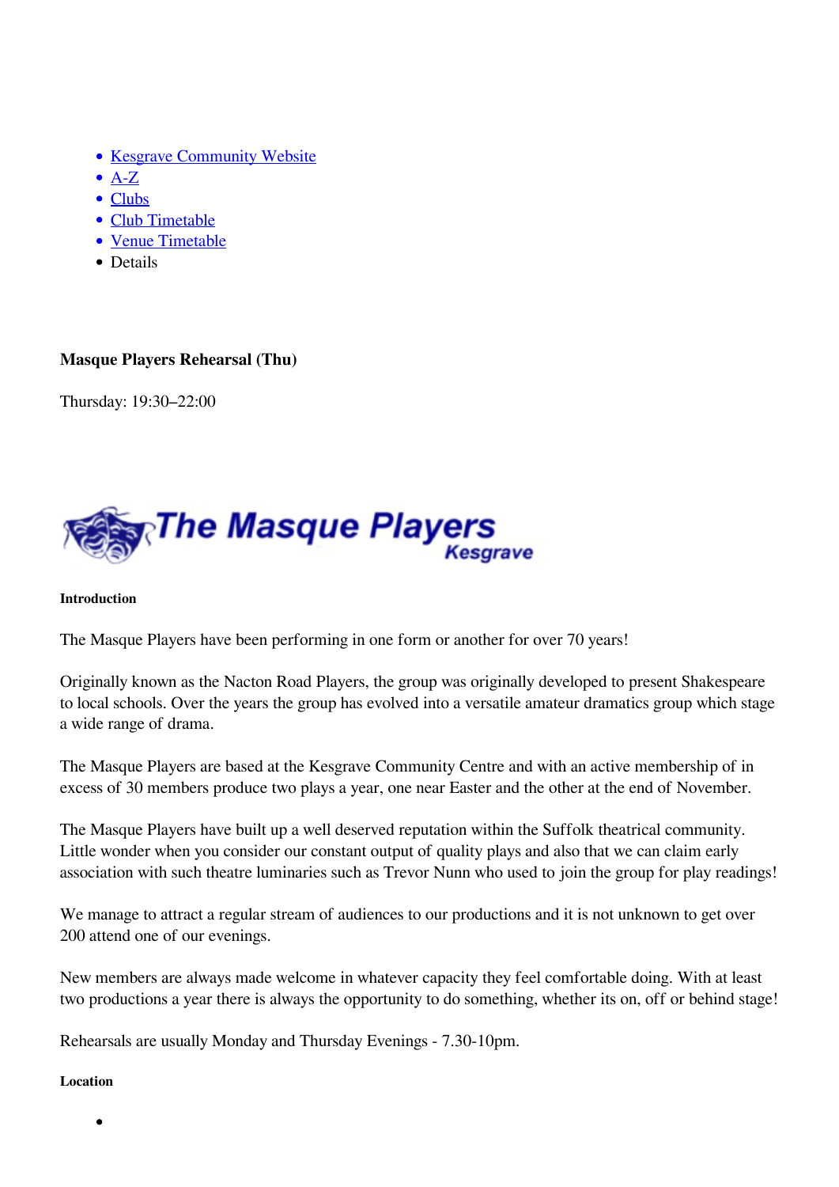- Kesgrave Community Website
- A-Z
- Clubs
- Club Timetable
- Venue Timetable
- Details

**Masque Players Rehearsal (Thu)**

Thursday: 19:30–22:00

**The Masque Players**
**Kesgrave**

##### Introduction

The Masque Players have been performing in one form or another for over 70 years!

Originally known as the Nacton Road Players, the group was originally developed to present Shakespeare to local schools. Over the years the group has evolved into a versatile amateur dramatics group which stage a wide range of drama.

The Masque Players are based at the Kesgrave Community Centre and with an active membership of in excess of 30 members produce two plays a year, one near Easter and the other at the end of November.

The Masque Players have built up a well deserved reputation within the Suffolk theatrical community. Little wonder when you consider our constant output of quality plays and also that we can claim early association with such theatre luminaries such as Trevor Nunn who used to join the group for play readings!

We manage to attract a regular stream of audiences to our productions and it is not unknown to get over 200 attend one of our evenings.

New members are always made welcome in whatever capacity they feel comfortable doing. With at least two productions a year there is always the opportunity to do something, whether its on, off or behind stage!

Rehearsals are usually Monday and Thursday Evenings - 7.30-10pm.

##### Location

-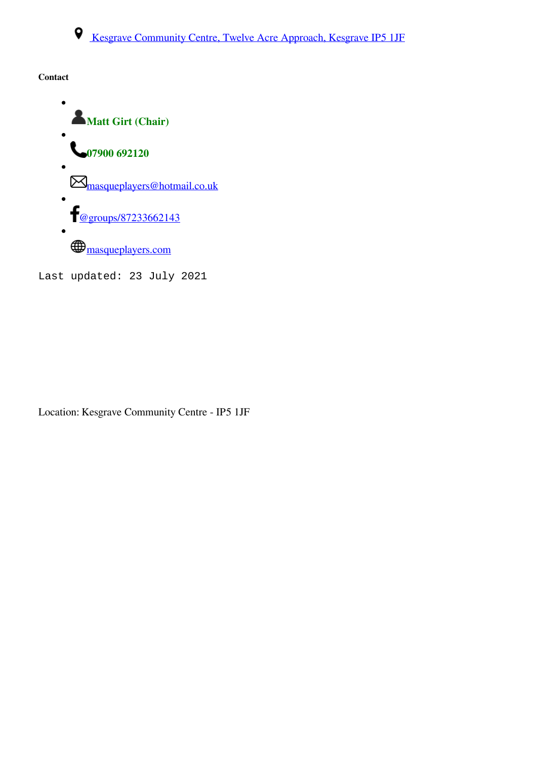Kesgrave Community Centre, Twelve Acre Approach, Kesgrave IP5 1JF

**Contact**

- **Matt Girt (Chair)**
- **07900 692120**
- masqueplayers@hotmail.co.uk
- @groups/87233662143
- masqueplayers.com

```
Last updated: 23 July 2021
```

Location: Kesgrave Community Centre - IP5 1JF